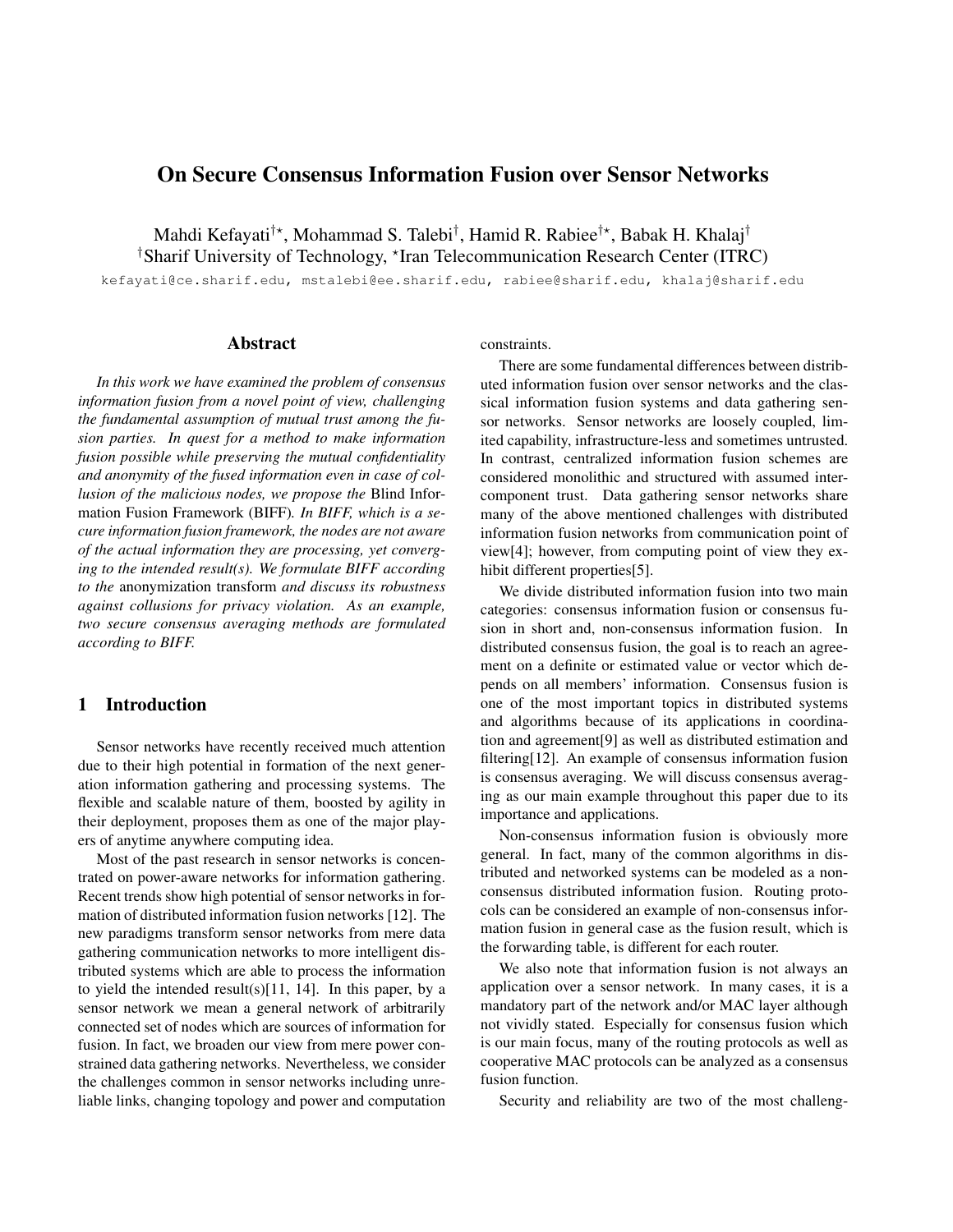# On Secure Consensus Information Fusion over Sensor Networks

Mahdi Kefayati[†⋆], Mohammad S. Talebi[†], Hamid R. Rabiee[†⋆], Babak H. Khalaj[†]
[†]Sharif University of Technology, [⋆]Iran Telecommunication Research Center (ITRC)

kefayati@ce.sharif.edu, mstalebi@ee.sharif.edu, rabiee@sharif.edu, khalaj@sharif.edu

## Abstract

*In this work we have examined the problem of consensus information fusion from a novel point of view, challenging the fundamental assumption of mutual trust among the fusion parties. In quest for a method to make information fusion possible while preserving the mutual confidentiality and anonymity of the fused information even in case of collusion of the malicious nodes, we propose the* Blind Information Fusion Framework (BIFF)*. In BIFF, which is a secure information fusion framework, the nodes are not aware of the actual information they are processing, yet converging to the intended result(s). We formulate BIFF according to the* anonymization transform *and discuss its robustness against collusions for privacy violation. As an example, two secure consensus averaging methods are formulated according to BIFF.*

## 1 Introduction

Sensor networks have recently received much attention due to their high potential in formation of the next generation information gathering and processing systems. The flexible and scalable nature of them, boosted by agility in their deployment, proposes them as one of the major players of anytime anywhere computing idea.

Most of the past research in sensor networks is concentrated on power-aware networks for information gathering. Recent trends show high potential of sensor networks in formation of distributed information fusion networks [12]. The new paradigms transform sensor networks from mere data gathering communication networks to more intelligent distributed systems which are able to process the information to yield the intended result(s)[11, 14]. In this paper, by a sensor network we mean a general network of arbitrarily connected set of nodes which are sources of information for fusion. In fact, we broaden our view from mere power constrained data gathering networks. Nevertheless, we consider the challenges common in sensor networks including unreliable links, changing topology and power and computation constraints.

There are some fundamental differences between distributed information fusion over sensor networks and the classical information fusion systems and data gathering sensor networks. Sensor networks are loosely coupled, limited capability, infrastructure-less and sometimes untrusted. In contrast, centralized information fusion schemes are considered monolithic and structured with assumed inter-component trust. Data gathering sensor networks share many of the above mentioned challenges with distributed information fusion networks from communication point of view[4]; however, from computing point of view they exhibit different properties[5].

We divide distributed information fusion into two main categories: consensus information fusion or consensus fusion in short and, non-consensus information fusion. In distributed consensus fusion, the goal is to reach an agreement on a definite or estimated value or vector which depends on all members' information. Consensus fusion is one of the most important topics in distributed systems and algorithms because of its applications in coordination and agreement[9] as well as distributed estimation and filtering[12]. An example of consensus information fusion is consensus averaging. We will discuss consensus averaging as our main example throughout this paper due to its importance and applications.

Non-consensus information fusion is obviously more general. In fact, many of the common algorithms in distributed and networked systems can be modeled as a non-consensus distributed information fusion. Routing protocols can be considered an example of non-consensus information fusion in general case as the fusion result, which is the forwarding table, is different for each router.

We also note that information fusion is not always an application over a sensor network. In many cases, it is a mandatory part of the network and/or MAC layer although not vividly stated. Especially for consensus fusion which is our main focus, many of the routing protocols as well as cooperative MAC protocols can be analyzed as a consensus fusion function.

Security and reliability are two of the most challeng-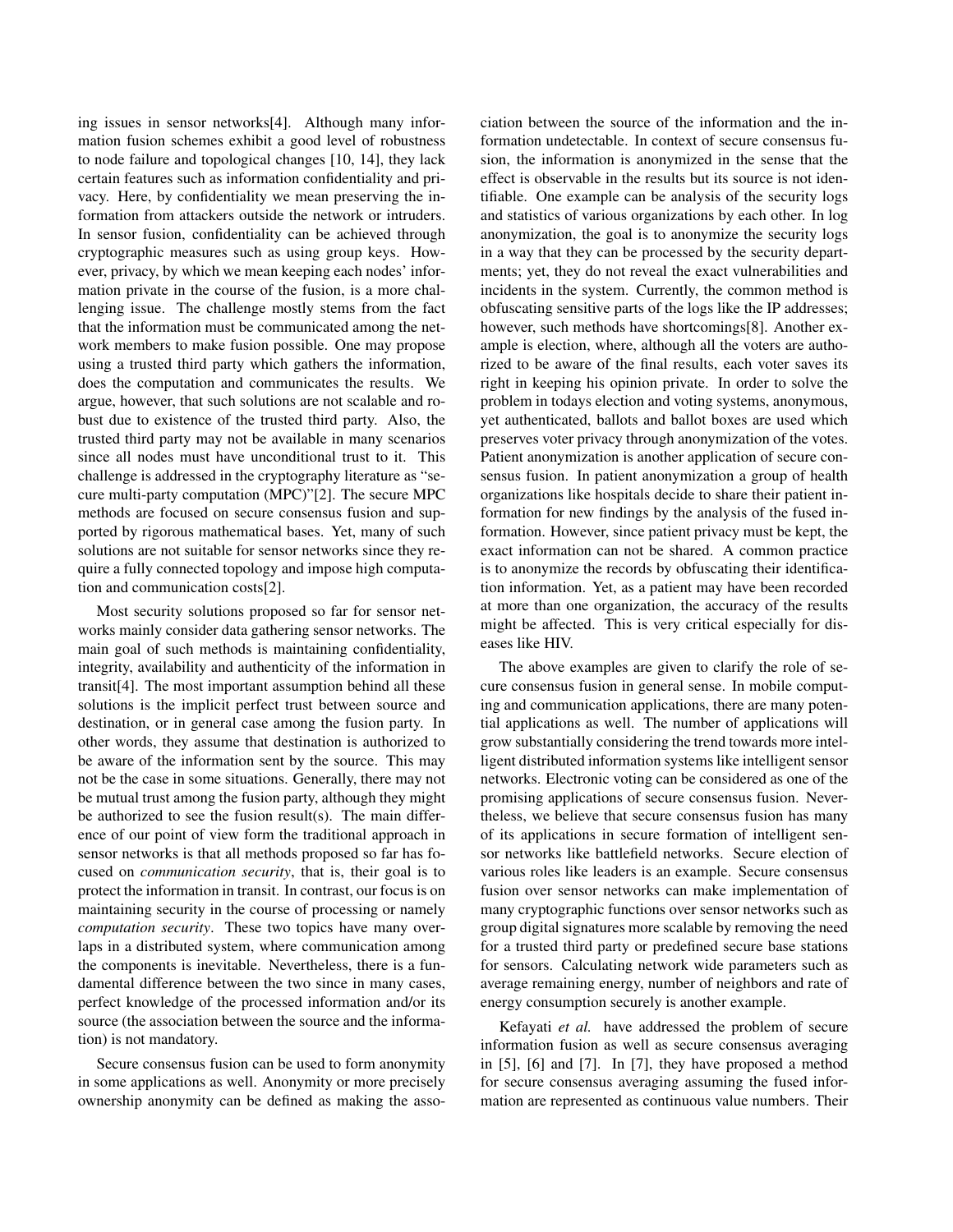ing issues in sensor networks[4]. Although many information fusion schemes exhibit a good level of robustness to node failure and topological changes [10, 14], they lack certain features such as information confidentiality and privacy. Here, by confidentiality we mean preserving the information from attackers outside the network or intruders. In sensor fusion, confidentiality can be achieved through cryptographic measures such as using group keys. However, privacy, by which we mean keeping each nodes' information private in the course of the fusion, is a more challenging issue. The challenge mostly stems from the fact that the information must be communicated among the network members to make fusion possible. One may propose using a trusted third party which gathers the information, does the computation and communicates the results. We argue, however, that such solutions are not scalable and robust due to existence of the trusted third party. Also, the trusted third party may not be available in many scenarios since all nodes must have unconditional trust to it. This challenge is addressed in the cryptography literature as "secure multi-party computation (MPC)"[2]. The secure MPC methods are focused on secure consensus fusion and supported by rigorous mathematical bases. Yet, many of such solutions are not suitable for sensor networks since they require a fully connected topology and impose high computation and communication costs[2].

Most security solutions proposed so far for sensor networks mainly consider data gathering sensor networks. The main goal of such methods is maintaining confidentiality, integrity, availability and authenticity of the information in transit[4]. The most important assumption behind all these solutions is the implicit perfect trust between source and destination, or in general case among the fusion party. In other words, they assume that destination is authorized to be aware of the information sent by the source. This may not be the case in some situations. Generally, there may not be mutual trust among the fusion party, although they might be authorized to see the fusion result(s). The main difference of our point of view form the traditional approach in sensor networks is that all methods proposed so far has focused on *communication security*, that is, their goal is to protect the information in transit. In contrast, our focus is on maintaining security in the course of processing or namely *computation security*. These two topics have many overlaps in a distributed system, where communication among the components is inevitable. Nevertheless, there is a fundamental difference between the two since in many cases, perfect knowledge of the processed information and/or its source (the association between the source and the information) is not mandatory.

Secure consensus fusion can be used to form anonymity in some applications as well. Anonymity or more precisely ownership anonymity can be defined as making the association between the source of the information and the information undetectable. In context of secure consensus fusion, the information is anonymized in the sense that the effect is observable in the results but its source is not identifiable. One example can be analysis of the security logs and statistics of various organizations by each other. In log anonymization, the goal is to anonymize the security logs in a way that they can be processed by the security departments; yet, they do not reveal the exact vulnerabilities and incidents in the system. Currently, the common method is obfuscating sensitive parts of the logs like the IP addresses; however, such methods have shortcomings[8]. Another example is election, where, although all the voters are authorized to be aware of the final results, each voter saves its right in keeping his opinion private. In order to solve the problem in todays election and voting systems, anonymous, yet authenticated, ballots and ballot boxes are used which preserves voter privacy through anonymization of the votes. Patient anonymization is another application of secure consensus fusion. In patient anonymization a group of health organizations like hospitals decide to share their patient information for new findings by the analysis of the fused information. However, since patient privacy must be kept, the exact information can not be shared. A common practice is to anonymize the records by obfuscating their identification information. Yet, as a patient may have been recorded at more than one organization, the accuracy of the results might be affected. This is very critical especially for diseases like HIV.

The above examples are given to clarify the role of secure consensus fusion in general sense. In mobile computing and communication applications, there are many potential applications as well. The number of applications will grow substantially considering the trend towards more intelligent distributed information systems like intelligent sensor networks. Electronic voting can be considered as one of the promising applications of secure consensus fusion. Nevertheless, we believe that secure consensus fusion has many of its applications in secure formation of intelligent sensor networks like battlefield networks. Secure election of various roles like leaders is an example. Secure consensus fusion over sensor networks can make implementation of many cryptographic functions over sensor networks such as group digital signatures more scalable by removing the need for a trusted third party or predefined secure base stations for sensors. Calculating network wide parameters such as average remaining energy, number of neighbors and rate of energy consumption securely is another example.

Kefayati *et al.* have addressed the problem of secure information fusion as well as secure consensus averaging in [5], [6] and [7]. In [7], they have proposed a method for secure consensus averaging assuming the fused information are represented as continuous value numbers. Their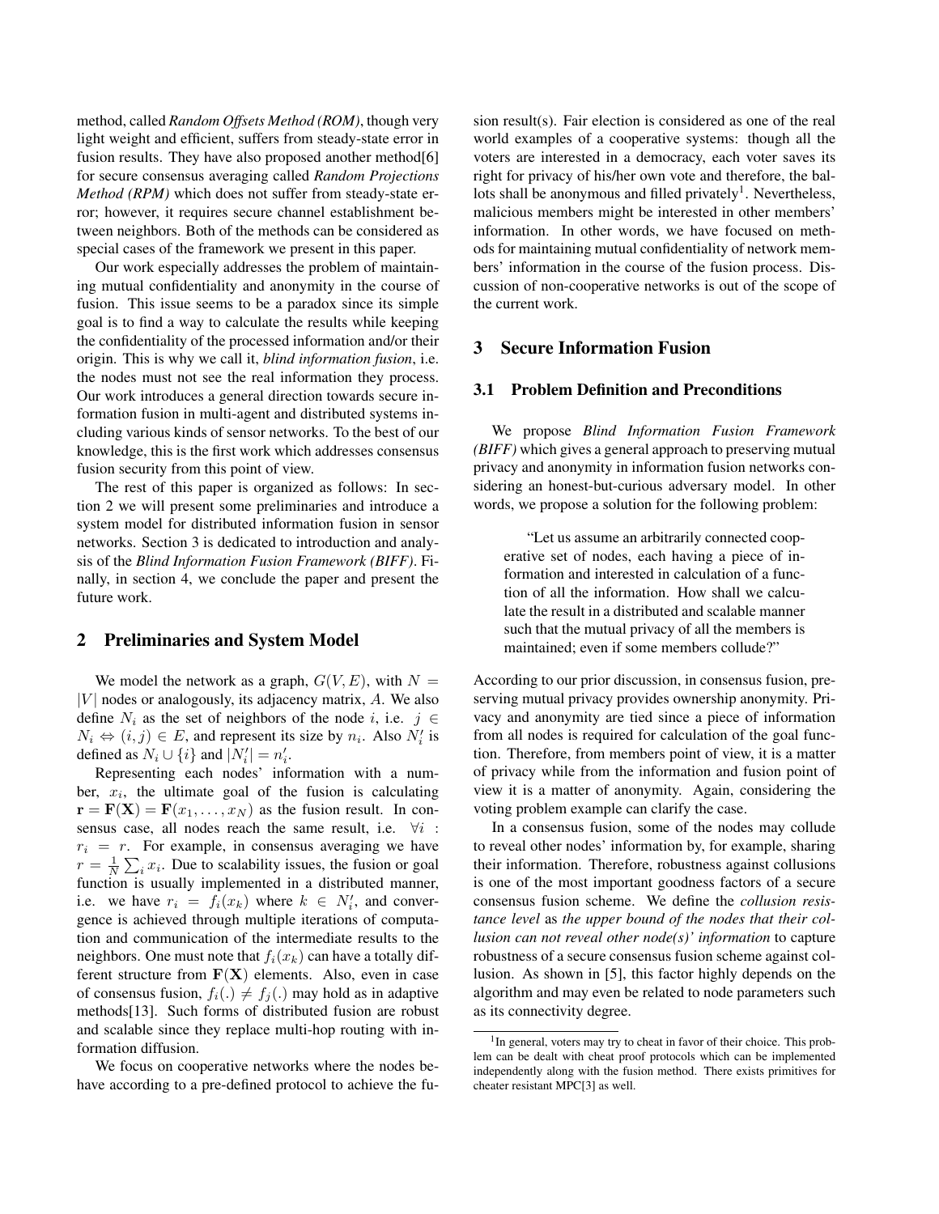method, called *Random Offsets Method (ROM)*, though very light weight and efficient, suffers from steady-state error in fusion results. They have also proposed another method[6] for secure consensus averaging called *Random Projections Method (RPM)* which does not suffer from steady-state error; however, it requires secure channel establishment between neighbors. Both of the methods can be considered as special cases of the framework we present in this paper.

Our work especially addresses the problem of maintaining mutual confidentiality and anonymity in the course of fusion. This issue seems to be a paradox since its simple goal is to find a way to calculate the results while keeping the confidentiality of the processed information and/or their origin. This is why we call it, *blind information fusion*, i.e. the nodes must not see the real information they process. Our work introduces a general direction towards secure information fusion in multi-agent and distributed systems including various kinds of sensor networks. To the best of our knowledge, this is the first work which addresses consensus fusion security from this point of view.

The rest of this paper is organized as follows: In section 2 we will present some preliminaries and introduce a system model for distributed information fusion in sensor networks. Section 3 is dedicated to introduction and analysis of the *Blind Information Fusion Framework (BIFF)*. Finally, in section 4, we conclude the paper and present the future work.

## 2 Preliminaries and System Model

We model the network as a graph, $G(V, E)$, with $N = |V|$ nodes or analogously, its adjacency matrix, $A$. We also define $N_i$ as the set of neighbors of the node $i$, i.e. $j \in N_i \Leftrightarrow (i, j) \in E$, and represent its size by $n_i$. Also $N'_i$ is defined as $N_i \cup \{i\}$ and $|N'_i| = n'_i$.

Representing each nodes' information with a number, $x_i$, the ultimate goal of the fusion is calculating $\mathbf{r} = \mathbf{F}(\mathbf{X}) = \mathbf{F}(x_1, \ldots, x_N)$ as the fusion result. In consensus case, all nodes reach the same result, i.e. $\forall i : r_i = r$. For example, in consensus averaging we have $r = \frac{1}{N}\sum_i x_i$. Due to scalability issues, the fusion or goal function is usually implemented in a distributed manner, i.e. we have $r_i = f_i(x_k)$ where $k \in N'_i$, and convergence is achieved through multiple iterations of computation and communication of the intermediate results to the neighbors. One must note that $f_i(x_k)$ can have a totally different structure from $\mathbf{F}(\mathbf{X})$ elements. Also, even in case of consensus fusion, $f_i(.) \neq f_j(.)$ may hold as in adaptive methods[13]. Such forms of distributed fusion are robust and scalable since they replace multi-hop routing with information diffusion.

We focus on cooperative networks where the nodes behave according to a pre-defined protocol to achieve the fusion result(s). Fair election is considered as one of the real world examples of a cooperative systems: though all the voters are interested in a democracy, each voter saves its right for privacy of his/her own vote and therefore, the ballots shall be anonymous and filled privately[1]. Nevertheless, malicious members might be interested in other members' information. In other words, we have focused on methods for maintaining mutual confidentiality of network members' information in the course of the fusion process. Discussion of non-cooperative networks is out of the scope of the current work.

## 3 Secure Information Fusion

### 3.1 Problem Definition and Preconditions

We propose *Blind Information Fusion Framework (BIFF)* which gives a general approach to preserving mutual privacy and anonymity in information fusion networks considering an honest-but-curious adversary model. In other words, we propose a solution for the following problem:

> "Let us assume an arbitrarily connected cooperative set of nodes, each having a piece of information and interested in calculation of a function of all the information. How shall we calculate the result in a distributed and scalable manner such that the mutual privacy of all the members is maintained; even if some members collude?"

According to our prior discussion, in consensus fusion, preserving mutual privacy provides ownership anonymity. Privacy and anonymity are tied since a piece of information from all nodes is required for calculation of the goal function. Therefore, from members point of view, it is a matter of privacy while from the information and fusion point of view it is a matter of anonymity. Again, considering the voting problem example can clarify the case.

In a consensus fusion, some of the nodes may collude to reveal other nodes' information by, for example, sharing their information. Therefore, robustness against collusions is one of the most important goodness factors of a secure consensus fusion scheme. We define the *collusion resistance level* as *the upper bound of the nodes that their collusion can not reveal other node(s)' information* to capture robustness of a secure consensus fusion scheme against collusion. As shown in [5], this factor highly depends on the algorithm and may even be related to node parameters such as its connectivity degree.

[1]In general, voters may try to cheat in favor of their choice. This problem can be dealt with cheat proof protocols which can be implemented independently along with the fusion method. There exists primitives for cheater resistant MPC[3] as well.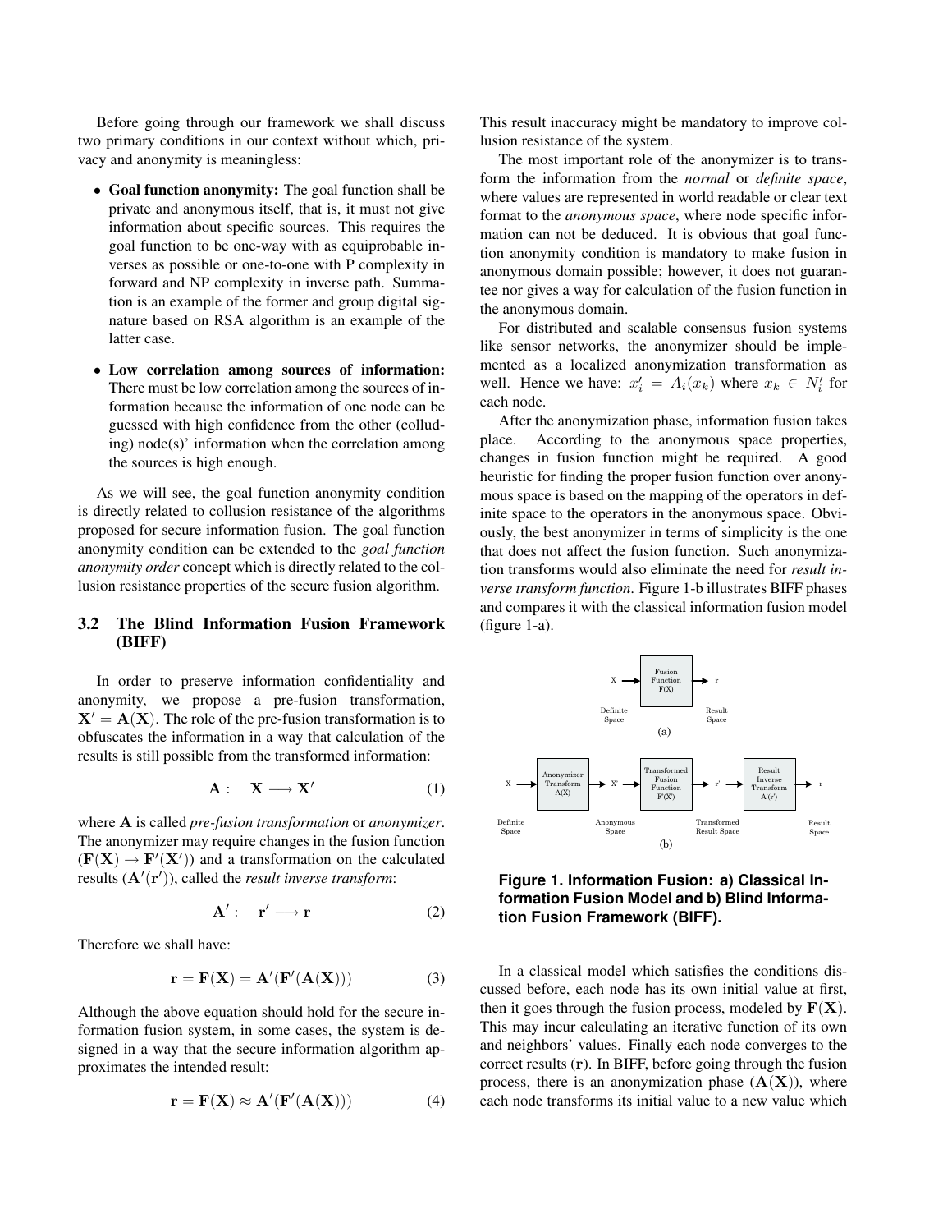Before going through our framework we shall discuss two primary conditions in our context without which, privacy and anonymity is meaningless:

- **Goal function anonymity:** The goal function shall be private and anonymous itself, that is, it must not give information about specific sources. This requires the goal function to be one-way with as equiprobable inverses as possible or one-to-one with P complexity in forward and NP complexity in inverse path. Summation is an example of the former and group digital signature based on RSA algorithm is an example of the latter case.
- **Low correlation among sources of information:** There must be low correlation among the sources of information because the information of one node can be guessed with high confidence from the other (colluding) node(s)' information when the correlation among the sources is high enough.

As we will see, the goal function anonymity condition is directly related to collusion resistance of the algorithms proposed for secure information fusion. The goal function anonymity condition can be extended to the *goal function anonymity order* concept which is directly related to the collusion resistance properties of the secure fusion algorithm.

### 3.2 The Blind Information Fusion Framework (BIFF)

In order to preserve information confidentiality and anonymity, we propose a pre-fusion transformation, $\mathbf{X}' = \mathbf{A}(\mathbf{X})$. The role of the pre-fusion transformation is to obfuscates the information in a way that calculation of the results is still possible from the transformed information:

$$\mathbf{A}: \quad \mathbf{X} \longrightarrow \mathbf{X}' \tag{1}$$

where $\mathbf{A}$ is called *pre-fusion transformation* or *anonymizer*. The anonymizer may require changes in the fusion function ($\mathbf{F}(\mathbf{X}) \rightarrow \mathbf{F}'(\mathbf{X}')$) and a transformation on the calculated results ($\mathbf{A}'(\mathbf{r}')$), called the *result inverse transform*:

$$\mathbf{A}': \quad \mathbf{r}' \longrightarrow \mathbf{r} \tag{2}$$

Therefore we shall have:

$$\mathbf{r} = \mathbf{F}(\mathbf{X}) = \mathbf{A}'(\mathbf{F}'(\mathbf{A}(\mathbf{X}))) \tag{3}$$

Although the above equation should hold for the secure information fusion system, in some cases, the system is designed in a way that the secure information algorithm approximates the intended result:

$$\mathbf{r} = \mathbf{F}(\mathbf{X}) \approx \mathbf{A}'(\mathbf{F}'(\mathbf{A}(\mathbf{X}))) \tag{4}$$

This result inaccuracy might be mandatory to improve collusion resistance of the system.

The most important role of the anonymizer is to transform the information from the *normal* or *definite space*, where values are represented in world readable or clear text format to the *anonymous space*, where node specific information can not be deduced. It is obvious that goal function anonymity condition is mandatory to make fusion in anonymous domain possible; however, it does not guarantee nor gives a way for calculation of the fusion function in the anonymous domain.

For distributed and scalable consensus fusion systems like sensor networks, the anonymizer should be implemented as a localized anonymization transformation as well. Hence we have: $x_i' = A_i(x_k)$ where $x_k \in N_i'$ for each node.

After the anonymization phase, information fusion takes place. According to the anonymous space properties, changes in fusion function might be required. A good heuristic for finding the proper fusion function over anonymous space is based on the mapping of the operators in definite space to the operators in the anonymous space. Obviously, the best anonymizer in terms of simplicity is the one that does not affect the fusion function. Such anonymization transforms would also eliminate the need for *result inverse transform function*. Figure 1-b illustrates BIFF phases and compares it with the classical information fusion model (figure 1-a).

(a): X → Fusion Function F(X) → r (Definite Space → Result Space)

(b): X → Anonymizer Transform A(X) → X' → Transformed Fusion Function F'(X') → r' → Result Inverse Transform A'(r') → r (Definite Space → Anonymous Space → Transformed Result Space → Result Space)

**Figure 1. Information Fusion: a) Classical Information Fusion Model and b) Blind Information Fusion Framework (BIFF).**

In a classical model which satisfies the conditions discussed before, each node has its own initial value at first, then it goes through the fusion process, modeled by $\mathbf{F}(\mathbf{X})$. This may incur calculating an iterative function of its own and neighbors' values. Finally each node converges to the correct results ($\mathbf{r}$). In BIFF, before going through the fusion process, there is an anonymization phase ($\mathbf{A}(\mathbf{X})$), where each node transforms its initial value to a new value which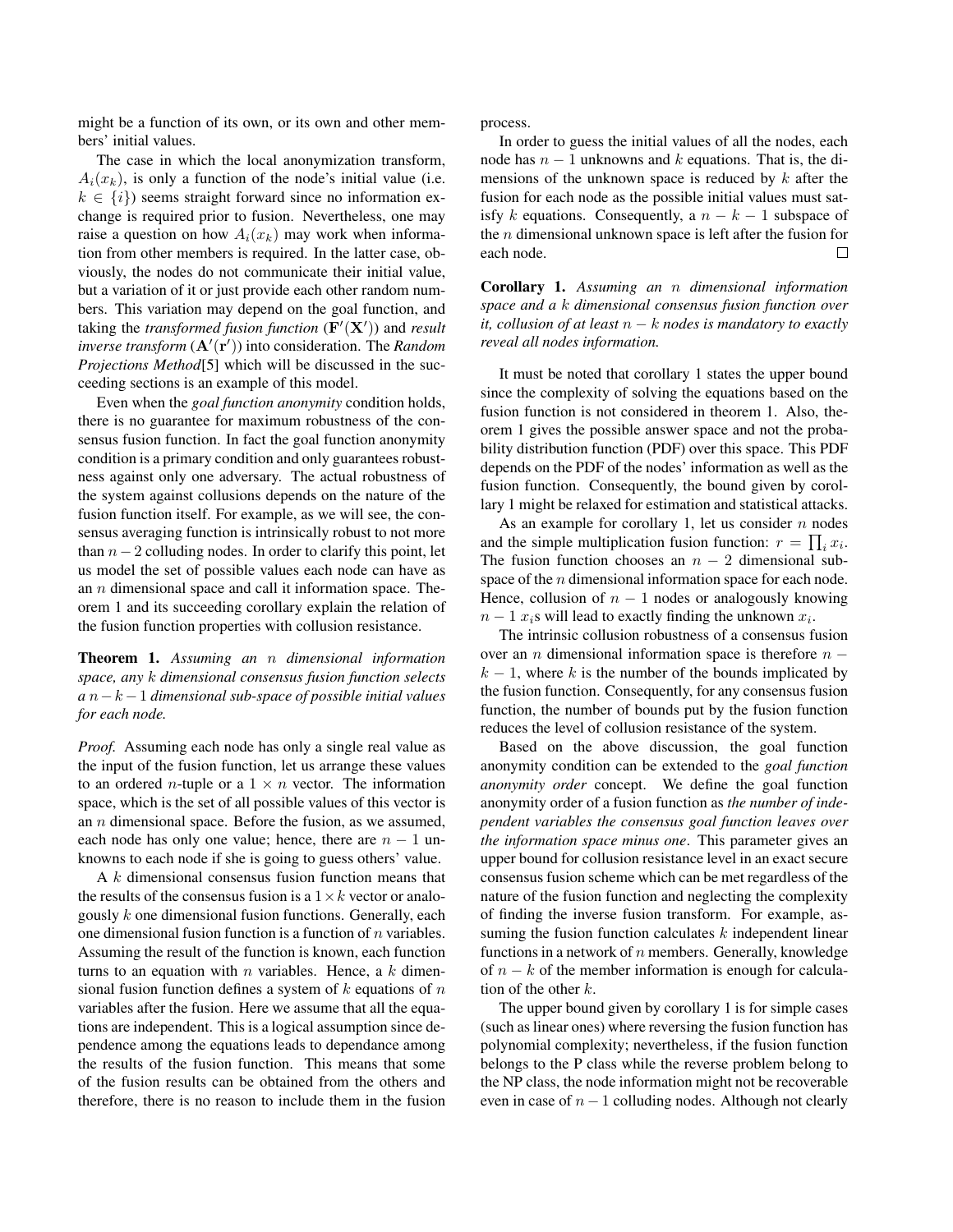might be a function of its own, or its own and other members' initial values.

The case in which the local anonymization transform, $A_i(x_k)$, is only a function of the node's initial value (i.e. $k \in \{i\}$) seems straight forward since no information exchange is required prior to fusion. Nevertheless, one may raise a question on how $A_i(x_k)$ may work when information from other members is required. In the latter case, obviously, the nodes do not communicate their initial value, but a variation of it or just provide each other random numbers. This variation may depend on the goal function, and taking the *transformed fusion function* ($\mathbf{F}'(\mathbf{X}')$) and *result inverse transform* ($\mathbf{A}'(\mathbf{r}')$) into consideration. The *Random Projections Method*[5] which will be discussed in the succeeding sections is an example of this model.

Even when the *goal function anonymity* condition holds, there is no guarantee for maximum robustness of the consensus fusion function. In fact the goal function anonymity condition is a primary condition and only guarantees robustness against only one adversary. The actual robustness of the system against collusions depends on the nature of the fusion function itself. For example, as we will see, the consensus averaging function is intrinsically robust to not more than $n-2$ colluding nodes. In order to clarify this point, let us model the set of possible values each node can have as an $n$ dimensional space and call it information space. Theorem 1 and its succeeding corollary explain the relation of the fusion function properties with collusion resistance.

**Theorem 1.** *Assuming an $n$ dimensional information space, any $k$ dimensional consensus fusion function selects a $n-k-1$ dimensional sub-space of possible initial values for each node.*

*Proof.* Assuming each node has only a single real value as the input of the fusion function, let us arrange these values to an ordered $n$-tuple or a $1 \times n$ vector. The information space, which is the set of all possible values of this vector is an $n$ dimensional space. Before the fusion, as we assumed, each node has only one value; hence, there are $n-1$ unknowns to each node if she is going to guess others' value.

A $k$ dimensional consensus fusion function means that the results of the consensus fusion is a $1 \times k$ vector or analogously $k$ one dimensional fusion functions. Generally, each one dimensional fusion function is a function of $n$ variables. Assuming the result of the function is known, each function turns to an equation with $n$ variables. Hence, a $k$ dimensional fusion function defines a system of $k$ equations of $n$ variables after the fusion. Here we assume that all the equations are independent. This is a logical assumption since dependence among the equations leads to dependance among the results of the fusion function. This means that some of the fusion results can be obtained from the others and therefore, there is no reason to include them in the fusion process.

In order to guess the initial values of all the nodes, each node has $n-1$ unknowns and $k$ equations. That is, the dimensions of the unknown space is reduced by $k$ after the fusion for each node as the possible initial values must satisfy $k$ equations. Consequently, a $n-k-1$ subspace of the $n$ dimensional unknown space is left after the fusion for each node. □

**Corollary 1.** *Assuming an $n$ dimensional information space and a $k$ dimensional consensus fusion function over it, collusion of at least $n-k$ nodes is mandatory to exactly reveal all nodes information.*

It must be noted that corollary 1 states the upper bound since the complexity of solving the equations based on the fusion function is not considered in theorem 1. Also, theorem 1 gives the possible answer space and not the probability distribution function (PDF) over this space. This PDF depends on the PDF of the nodes' information as well as the fusion function. Consequently, the bound given by corollary 1 might be relaxed for estimation and statistical attacks.

As an example for corollary 1, let us consider $n$ nodes and the simple multiplication fusion function: $r = \prod_i x_i$. The fusion function chooses an $n-2$ dimensional subspace of the $n$ dimensional information space for each node. Hence, collusion of $n-1$ nodes or analogously knowing $n-1$ $x_i$s will lead to exactly finding the unknown $x_i$.

The intrinsic collusion robustness of a consensus fusion over an $n$ dimensional information space is therefore $n-k-1$, where $k$ is the number of the bounds implicated by the fusion function. Consequently, for any consensus fusion function, the number of bounds put by the fusion function reduces the level of collusion resistance of the system.

Based on the above discussion, the goal function anonymity condition can be extended to the *goal function anonymity order* concept. We define the goal function anonymity order of a fusion function as *the number of independent variables the consensus goal function leaves over the information space minus one*. This parameter gives an upper bound for collusion resistance level in an exact secure consensus fusion scheme which can be met regardless of the nature of the fusion function and neglecting the complexity of finding the inverse fusion transform. For example, assuming the fusion function calculates $k$ independent linear functions in a network of $n$ members. Generally, knowledge of $n-k$ of the member information is enough for calculation of the other $k$.

The upper bound given by corollary 1 is for simple cases (such as linear ones) where reversing the fusion function has polynomial complexity; nevertheless, if the fusion function belongs to the P class while the reverse problem belong to the NP class, the node information might not be recoverable even in case of $n-1$ colluding nodes. Although not clearly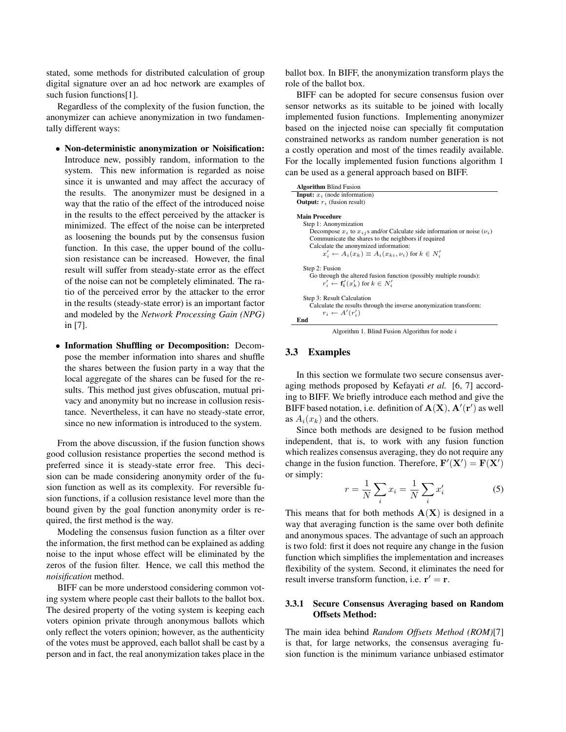stated, some methods for distributed calculation of group digital signature over an ad hoc network are examples of such fusion functions[1].

Regardless of the complexity of the fusion function, the anonymizer can achieve anonymization in two fundamentally different ways:

- **Non-deterministic anonymization or Noisification:** Introduce new, possibly random, information to the system. This new information is regarded as noise since it is unwanted and may affect the accuracy of the results. The anonymizer must be designed in a way that the ratio of the effect of the introduced noise in the results to the effect perceived by the attacker is minimized. The effect of the noise can be interpreted as loosening the bounds put by the consensus fusion function. In this case, the upper bound of the collusion resistance can be increased. However, the final result will suffer from steady-state error as the effect of the noise can not be completely eliminated. The ratio of the perceived error by the attacker to the error in the results (steady-state error) is an important factor and modeled by the *Network Processing Gain (NPG)* in [7].

- **Information Shuffling or Decomposition:** Decompose the member information into shares and shuffle the shares between the fusion party in a way that the local aggregate of the shares can be fused for the results. This method just gives obfuscation, mutual privacy and anonymity but no increase in collusion resistance. Nevertheless, it can have no steady-state error, since no new information is introduced to the system.

From the above discussion, if the fusion function shows good collusion resistance properties the second method is preferred since it is steady-state error free. This decision can be made considering anonymity order of the fusion function as well as its complexity. For reversible fusion functions, if a collusion resistance level more than the bound given by the goal function anonymity order is required, the first method is the way.

Modeling the consensus fusion function as a filter over the information, the first method can be explained as adding noise to the input whose effect will be eliminated by the zeros of the fusion filter. Hence, we call this method the *noisification* method.

BIFF can be more understood considering common voting system where people cast their ballots to the ballot box. The desired property of the voting system is keeping each voters opinion private through anonymous ballots which only reflect the voters opinion; however, as the authenticity of the votes must be approved, each ballot shall be cast by a person and in fact, the real anonymization takes place in the ballot box. In BIFF, the anonymization transform plays the role of the ballot box.

BIFF can be adopted for secure consensus fusion over sensor networks as its suitable to be joined with locally implemented fusion functions. Implementing anonymizer based on the injected noise can specially fit computation constrained networks as random number generation is not a costly operation and most of the times readily available. For the locally implemented fusion functions algorithm 1 can be used as a general approach based on BIFF.

**Algorithm** Blind Fusion
**Input:** $x_i$ (node information)
**Output:** $r_i$ (fusion result)

**Main Procedure**
Step 1: Anonymization
Decompose $x_i$ to $x_{ij}$s and/or Calculate side information or noise ($\nu_i$)
Communicate the shares to the neighbors if required
Calculate the anonymized information:
$x'_i \leftarrow A_i(x_k) \equiv A_i(x_{ki}, \nu_i)$ for $k \in N'_i$

Step 2: Fusion
Go through the altered fusion function (possibly multiple rounds):
$r'_i \leftarrow \mathbf{f}'_\mathbf{i}(x'_k)$ for $k \in N'_i$

Step 3: Result Calculation
Calculate the results through the inverse anonymization transform:
$r_i \leftarrow A'(r'_i)$
**End**

Algorithm 1. Blind Fusion Algorithm for node $i$

### 3.3 Examples

In this section we formulate two secure consensus averaging methods proposed by Kefayati *et al.* [6, 7] according to BIFF. We briefly introduce each method and give the BIFF based notation, i.e. definition of $\mathbf{A}(\mathbf{X})$, $\mathbf{A}'(\mathbf{r}')$ as well as $A_i(x_k)$ and the others.

Since both methods are designed to be fusion method independent, that is, to work with any fusion function which realizes consensus averaging, they do not require any change in the fusion function. Therefore, $\mathbf{F}'(\mathbf{X}') = \mathbf{F}(\mathbf{X}')$ or simply:

$$r = \frac{1}{N}\sum_i x_i = \frac{1}{N}\sum_i x'_i \tag{5}$$

This means that for both methods $\mathbf{A}(\mathbf{X})$ is designed in a way that averaging function is the same over both definite and anonymous spaces. The advantage of such an approach is two fold: first it does not require any change in the fusion function which simplifies the implementation and increases flexibility of the system. Second, it eliminates the need for result inverse transform function, i.e. $\mathbf{r}' = \mathbf{r}$.

#### 3.3.1 Secure Consensus Averaging based on Random Offsets Method:

The main idea behind *Random Offsets Method (ROM)*[7] is that, for large networks, the consensus averaging fusion function is the minimum variance unbiased estimator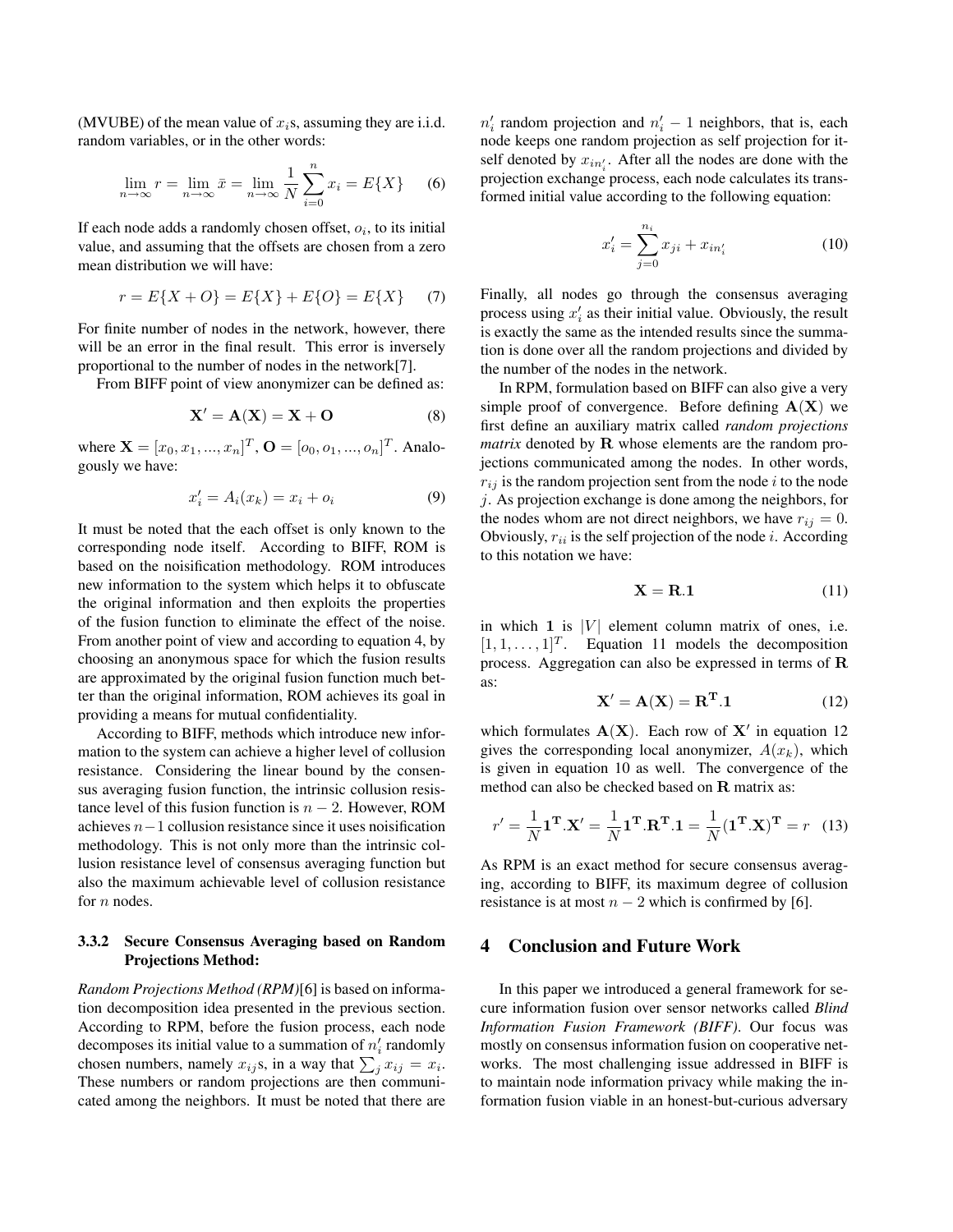(MVUBE) of the mean value of $x_i$s, assuming they are i.i.d. random variables, or in the other words:

$$\lim_{n\to\infty} r = \lim_{n\to\infty} \bar{x} = \lim_{n\to\infty} \frac{1}{N}\sum_{i=0}^{n} x_i = E\{X\} \quad (6)$$

If each node adds a randomly chosen offset, $o_i$, to its initial value, and assuming that the offsets are chosen from a zero mean distribution we will have:

$$r = E\{X + O\} = E\{X\} + E\{O\} = E\{X\} \quad (7)$$

For finite number of nodes in the network, however, there will be an error in the final result. This error is inversely proportional to the number of nodes in the network[7].

From BIFF point of view anonymizer can be defined as:

$$\mathbf{X}' = \mathbf{A}(\mathbf{X}) = \mathbf{X} + \mathbf{O} \quad (8)$$

where $\mathbf{X} = [x_0, x_1, ..., x_n]^T$, $\mathbf{O} = [o_0, o_1, ..., o_n]^T$. Analogously we have:

$$x_i' = A_i(x_k) = x_i + o_i \quad (9)$$

It must be noted that the each offset is only known to the corresponding node itself. According to BIFF, ROM is based on the noisification methodology. ROM introduces new information to the system which helps it to obfuscate the original information and then exploits the properties of the fusion function to eliminate the effect of the noise. From another point of view and according to equation 4, by choosing an anonymous space for which the fusion results are approximated by the original fusion function much better than the original information, ROM achieves its goal in providing a means for mutual confidentiality.

According to BIFF, methods which introduce new information to the system can achieve a higher level of collusion resistance. Considering the linear bound by the consensus averaging fusion function, the intrinsic collusion resistance level of this fusion function is $n-2$. However, ROM achieves $n-1$ collusion resistance since it uses noisification methodology. This is not only more than the intrinsic collusion resistance level of consensus averaging function but also the maximum achievable level of collusion resistance for $n$ nodes.

#### 3.3.2 Secure Consensus Averaging based on Random Projections Method:

*Random Projections Method (RPM)*[6] is based on information decomposition idea presented in the previous section. According to RPM, before the fusion process, each node decomposes its initial value to a summation of $n_i'$ randomly chosen numbers, namely $x_{ij}$s, in a way that $\sum_j x_{ij} = x_i$. These numbers or random projections are then communicated among the neighbors. It must be noted that there are $n_i'$ random projection and $n_i' - 1$ neighbors, that is, each node keeps one random projection as self projection for itself denoted by $x_{in_i'}$. After all the nodes are done with the projection exchange process, each node calculates its transformed initial value according to the following equation:

$$x_i' = \sum_{j=0}^{n_i} x_{ji} + x_{in_i'} \quad (10)$$

Finally, all nodes go through the consensus averaging process using $x_i'$ as their initial value. Obviously, the result is exactly the same as the intended results since the summation is done over all the random projections and divided by the number of the nodes in the network.

In RPM, formulation based on BIFF can also give a very simple proof of convergence. Before defining $\mathbf{A}(\mathbf{X})$ we first define an auxiliary matrix called *random projections matrix* denoted by $\mathbf{R}$ whose elements are the random projections communicated among the nodes. In other words, $r_{ij}$ is the random projection sent from the node $i$ to the node $j$. As projection exchange is done among the neighbors, for the nodes whom are not direct neighbors, we have $r_{ij} = 0$. Obviously, $r_{ii}$ is the self projection of the node $i$. According to this notation we have:

$$\mathbf{X} = \mathbf{R}.\mathbf{1} \quad (11)$$

in which $\mathbf{1}$ is $|V|$ element column matrix of ones, i.e. $[1, 1, \ldots, 1]^T$. Equation 11 models the decomposition process. Aggregation can also be expressed in terms of $\mathbf{R}$ as:

$$\mathbf{X}' = \mathbf{A}(\mathbf{X}) = \mathbf{R^T}.\mathbf{1} \quad (12)$$

which formulates $\mathbf{A}(\mathbf{X})$. Each row of $\mathbf{X}'$ in equation 12 gives the corresponding local anonymizer, $A(x_k)$, which is given in equation 10 as well. The convergence of the method can also be checked based on $\mathbf{R}$ matrix as:

$$r' = \frac{1}{N}\mathbf{1^T}.\mathbf{X}' = \frac{1}{N}\mathbf{1^T}.\mathbf{R^T}.\mathbf{1} = \frac{1}{N}(\mathbf{1^T}.\mathbf{X})^\mathbf{T} = r \quad (13)$$

As RPM is an exact method for secure consensus averaging, according to BIFF, its maximum degree of collusion resistance is at most $n-2$ which is confirmed by [6].

## 4 Conclusion and Future Work

In this paper we introduced a general framework for secure information fusion over sensor networks called *Blind Information Fusion Framework (BIFF)*. Our focus was mostly on consensus information fusion on cooperative networks. The most challenging issue addressed in BIFF is to maintain node information privacy while making the information fusion viable in an honest-but-curious adversary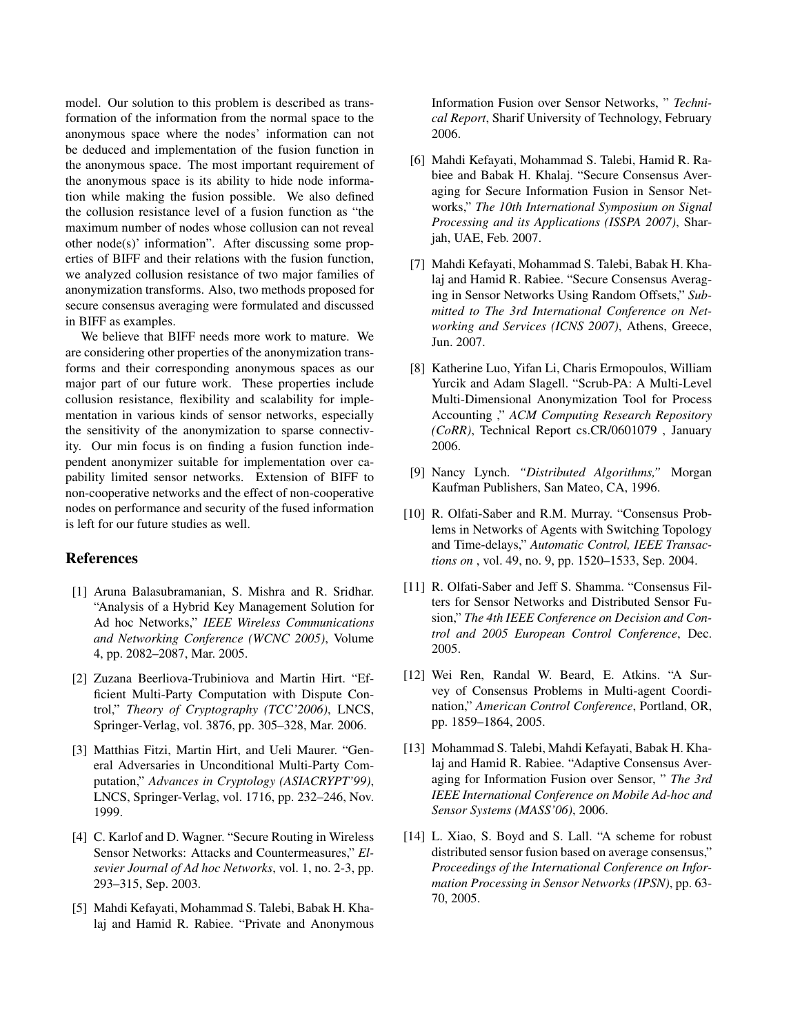model. Our solution to this problem is described as transformation of the information from the normal space to the anonymous space where the nodes' information can not be deduced and implementation of the fusion function in the anonymous space. The most important requirement of the anonymous space is its ability to hide node information while making the fusion possible. We also defined the collusion resistance level of a fusion function as "the maximum number of nodes whose collusion can not reveal other node(s)' information". After discussing some properties of BIFF and their relations with the fusion function, we analyzed collusion resistance of two major families of anonymization transforms. Also, two methods proposed for secure consensus averaging were formulated and discussed in BIFF as examples.

We believe that BIFF needs more work to mature. We are considering other properties of the anonymization transforms and their corresponding anonymous spaces as our major part of our future work. These properties include collusion resistance, flexibility and scalability for implementation in various kinds of sensor networks, especially the sensitivity of the anonymization to sparse connectivity. Our min focus is on finding a fusion function independent anonymizer suitable for implementation over capability limited sensor networks. Extension of BIFF to non-cooperative networks and the effect of non-cooperative nodes on performance and security of the fused information is left for our future studies as well.

## References

[1] Aruna Balasubramanian, S. Mishra and R. Sridhar. "Analysis of a Hybrid Key Management Solution for Ad hoc Networks," *IEEE Wireless Communications and Networking Conference (WCNC 2005)*, Volume 4, pp. 2082–2087, Mar. 2005.

[2] Zuzana Beerliova-Trubiniova and Martin Hirt. "Efficient Multi-Party Computation with Dispute Control," *Theory of Cryptography (TCC'2006)*, LNCS, Springer-Verlag, vol. 3876, pp. 305–328, Mar. 2006.

[3] Matthias Fitzi, Martin Hirt, and Ueli Maurer. "General Adversaries in Unconditional Multi-Party Computation," *Advances in Cryptology (ASIACRYPT'99)*, LNCS, Springer-Verlag, vol. 1716, pp. 232–246, Nov. 1999.

[4] C. Karlof and D. Wagner. "Secure Routing in Wireless Sensor Networks: Attacks and Countermeasures," *Elsevier Journal of Ad hoc Networks*, vol. 1, no. 2-3, pp. 293–315, Sep. 2003.

[5] Mahdi Kefayati, Mohammad S. Talebi, Babak H. Khalaj and Hamid R. Rabiee. "Private and Anonymous Information Fusion over Sensor Networks, " *Technical Report*, Sharif University of Technology, February 2006.

[6] Mahdi Kefayati, Mohammad S. Talebi, Hamid R. Rabiee and Babak H. Khalaj. "Secure Consensus Averaging for Secure Information Fusion in Sensor Networks," *The 10th International Symposium on Signal Processing and its Applications (ISSPA 2007)*, Sharjah, UAE, Feb. 2007.

[7] Mahdi Kefayati, Mohammad S. Talebi, Babak H. Khalaj and Hamid R. Rabiee. "Secure Consensus Averaging in Sensor Networks Using Random Offsets," *Submitted to The 3rd International Conference on Networking and Services (ICNS 2007)*, Athens, Greece, Jun. 2007.

[8] Katherine Luo, Yifan Li, Charis Ermopoulos, William Yurcik and Adam Slagell. "Scrub-PA: A Multi-Level Multi-Dimensional Anonymization Tool for Process Accounting ," *ACM Computing Research Repository (CoRR)*, Technical Report cs.CR/0601079 , January 2006.

[9] Nancy Lynch. *"Distributed Algorithms,"* Morgan Kaufman Publishers, San Mateo, CA, 1996.

[10] R. Olfati-Saber and R.M. Murray. "Consensus Problems in Networks of Agents with Switching Topology and Time-delays," *Automatic Control, IEEE Transactions on* , vol. 49, no. 9, pp. 1520–1533, Sep. 2004.

[11] R. Olfati-Saber and Jeff S. Shamma. "Consensus Filters for Sensor Networks and Distributed Sensor Fusion," *The 4th IEEE Conference on Decision and Control and 2005 European Control Conference*, Dec. 2005.

[12] Wei Ren, Randal W. Beard, E. Atkins. "A Survey of Consensus Problems in Multi-agent Coordination," *American Control Conference*, Portland, OR, pp. 1859–1864, 2005.

[13] Mohammad S. Talebi, Mahdi Kefayati, Babak H. Khalaj and Hamid R. Rabiee. "Adaptive Consensus Averaging for Information Fusion over Sensor, " *The 3rd IEEE International Conference on Mobile Ad-hoc and Sensor Systems (MASS'06)*, 2006.

[14] L. Xiao, S. Boyd and S. Lall. "A scheme for robust distributed sensor fusion based on average consensus," *Proceedings of the International Conference on Information Processing in Sensor Networks (IPSN)*, pp. 63-70, 2005.